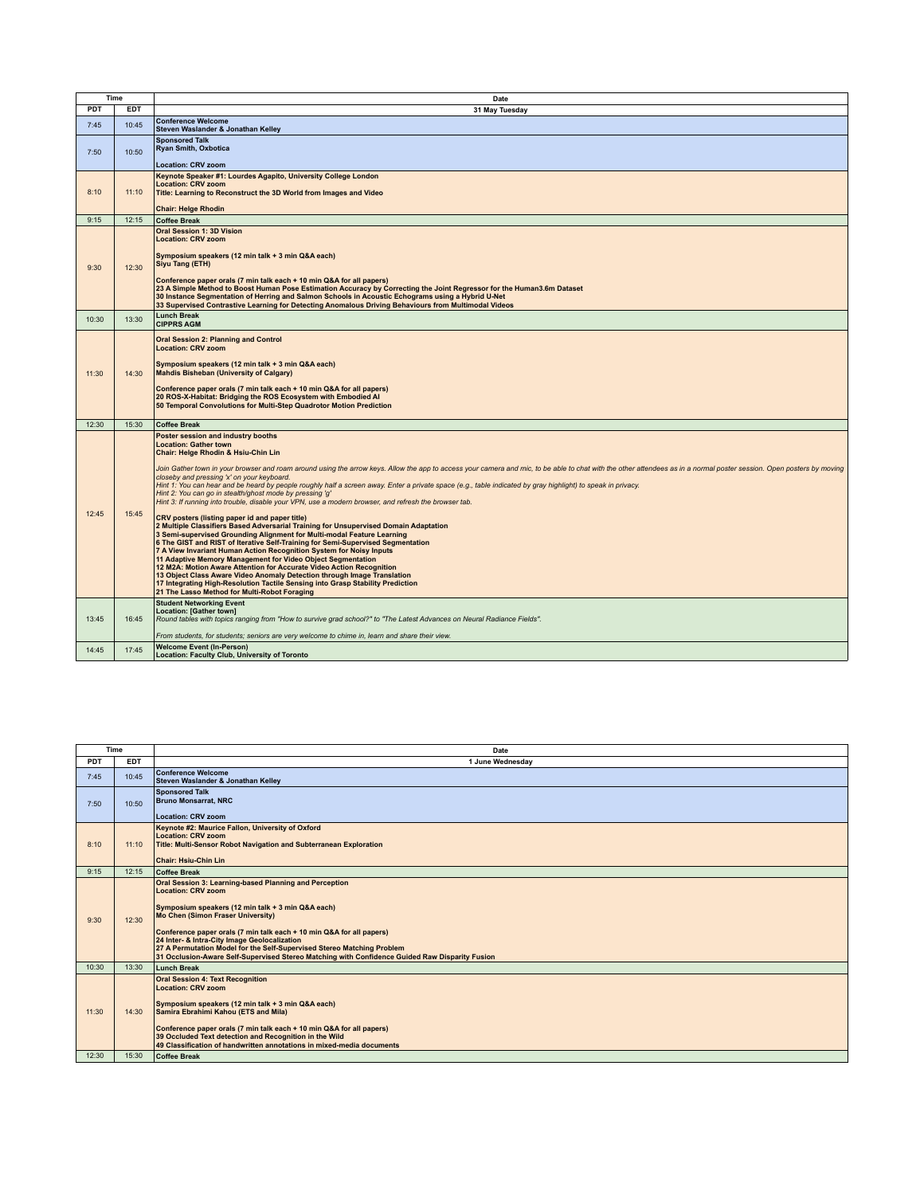| Time | | Date |
| --- | --- | --- |
| **PDT** | **EDT** | **31 May Tuesday** |
| 7:45 | 10:45 | **Conference Welcome**<br>**Steven Waslander & Jonathan Kelley** |
| 7:50 | 10:50 | **Sponsored Talk**<br>**Ryan Smith, Oxbotica**<br><br>**Location: CRV zoom** |
| 8:10 | 11:10 | **Keynote Speaker #1: Lourdes Agapito, University College London**<br>**Location: CRV zoom**<br>**Title: Learning to Reconstruct the 3D World from Images and Video**<br><br>**Chair: Helge Rhodin** |
| 9:15 | 12:15 | **Coffee Break** |
| 9:30 | 12:30 | **Oral Session 1: 3D Vision**<br>**Location: CRV zoom**<br><br>**Symposium speakers (12 min talk + 3 min Q&A each)**<br>**Siyu Tang (ETH)**<br><br>**Conference paper orals (7 min talk each + 10 min Q&A for all papers)**<br>**23 A Simple Method to Boost Human Pose Estimation Accuracy by Correcting the Joint Regressor for the Human3.6m Dataset**<br>**30 Instance Segmentation of Herring and Salmon Schools in Acoustic Echograms using a Hybrid U-Net**<br>**33 Supervised Contrastive Learning for Detecting Anomalous Driving Behaviours from Multimodal Videos** |
| 10:30 | 13:30 | **Lunch Break**<br>**CIPPRS AGM** |
| 11:30 | 14:30 | **Oral Session 2: Planning and Control**<br>**Location: CRV zoom**<br><br>**Symposium speakers (12 min talk + 3 min Q&A each)**<br>**Mahdis Bisheban (University of Calgary)**<br><br>**Conference paper orals (7 min talk each + 10 min Q&A for all papers)**<br>**20 ROS-X-Habitat: Bridging the ROS Ecosystem with Embodied AI**<br>**50 Temporal Convolutions for Multi-Step Quadrotor Motion Prediction** |
| 12:30 | 15:30 | **Coffee Break** |
| 12:45 | 15:45 | **Poster session and industry booths**<br>**Location: Gather town**<br>**Chair: Helge Rhodin & Hsiu-Chin Lin**<br><br>*Join Gather town in your browser and roam around using the arrow keys. Allow the app to access your camera and mic, to be able to chat with the other attendees as in a normal poster session. Open posters by moving closeby and pressing 'x' on your keyboard.*<br>*Hint 1: You can hear and be heard by people roughly half a screen away. Enter a private space (e.g., table indicated by gray highlight) to speak in privacy.*<br>*Hint 2: You can go in stealth/ghost mode by pressing 'g'*<br>*Hint 3: If running into trouble, disable your VPN, use a modern browser, and refresh the browser tab.*<br><br>**CRV posters (listing paper id and paper title)**<br>**2 Multiple Classifiers Based Adversarial Training for Unsupervised Domain Adaptation**<br>**3 Semi-supervised Grounding Alignment for Multi-modal Feature Learning**<br>**6 The GIST and RIST of Iterative Self-Training for Semi-Supervised Segmentation**<br>**7 A View Invariant Human Action Recognition System for Noisy Inputs**<br>**11 Adaptive Memory Management for Video Object Segmentation**<br>**12 M2A: Motion Aware Attention for Accurate Video Action Recognition**<br>**13 Object Class Aware Video Anomaly Detection through Image Translation**<br>**17 Integrating High-Resolution Tactile Sensing into Grasp Stability Prediction**<br>**21 The Lasso Method for Multi-Robot Foraging** |
| 13:45 | 16:45 | **Student Networking Event**<br>**Location: [Gather town]**<br>*Round tables with topics ranging from "How to survive grad school?" to "The Latest Advances on Neural Radiance Fields".*<br><br>*From students, for students; seniors are very welcome to chime in, learn and share their view.* |
| 14:45 | 17:45 | **Welcome Event (In-Person)**<br>**Location: Faculty Club, University of Toronto** |

| Time | | Date |
| --- | --- | --- |
| **PDT** | **EDT** | **1 June Wednesday** |
| 7:45 | 10:45 | **Conference Welcome**<br>**Steven Waslander & Jonathan Kelley** |
| 7:50 | 10:50 | **Sponsored Talk**<br>**Bruno Monsarrat, NRC**<br><br>**Location: CRV zoom** |
| 8:10 | 11:10 | **Keynote #2: Maurice Fallon, University of Oxford**<br>**Location: CRV zoom**<br>**Title: Multi-Sensor Robot Navigation and Subterranean Exploration**<br><br>**Chair: Hsiu-Chin Lin** |
| 9:15 | 12:15 | **Coffee Break** |
| 9:30 | 12:30 | **Oral Session 3: Learning-based Planning and Perception**<br>**Location: CRV zoom**<br><br>**Symposium speakers (12 min talk + 3 min Q&A each)**<br>**Mo Chen (Simon Fraser University)**<br><br>**Conference paper orals (7 min talk each + 10 min Q&A for all papers)**<br>**24 Inter- & Intra-City Image Geolocalization**<br>**27 A Permutation Model for the Self-Supervised Stereo Matching Problem**<br>**31 Occlusion-Aware Self-Supervised Stereo Matching with Confidence Guided Raw Disparity Fusion** |
| 10:30 | 13:30 | **Lunch Break** |
| 11:30 | 14:30 | **Oral Session 4: Text Recognition**<br>**Location: CRV zoom**<br><br>**Symposium speakers (12 min talk + 3 min Q&A each)**<br>**Samira Ebrahimi Kahou (ETS and Mila)**<br><br>**Conference paper orals (7 min talk each + 10 min Q&A for all papers)**<br>**39 Occluded Text detection and Recognition in the Wild**<br>**49 Classification of handwritten annotations in mixed-media documents** |
| 12:30 | 15:30 | **Coffee Break** |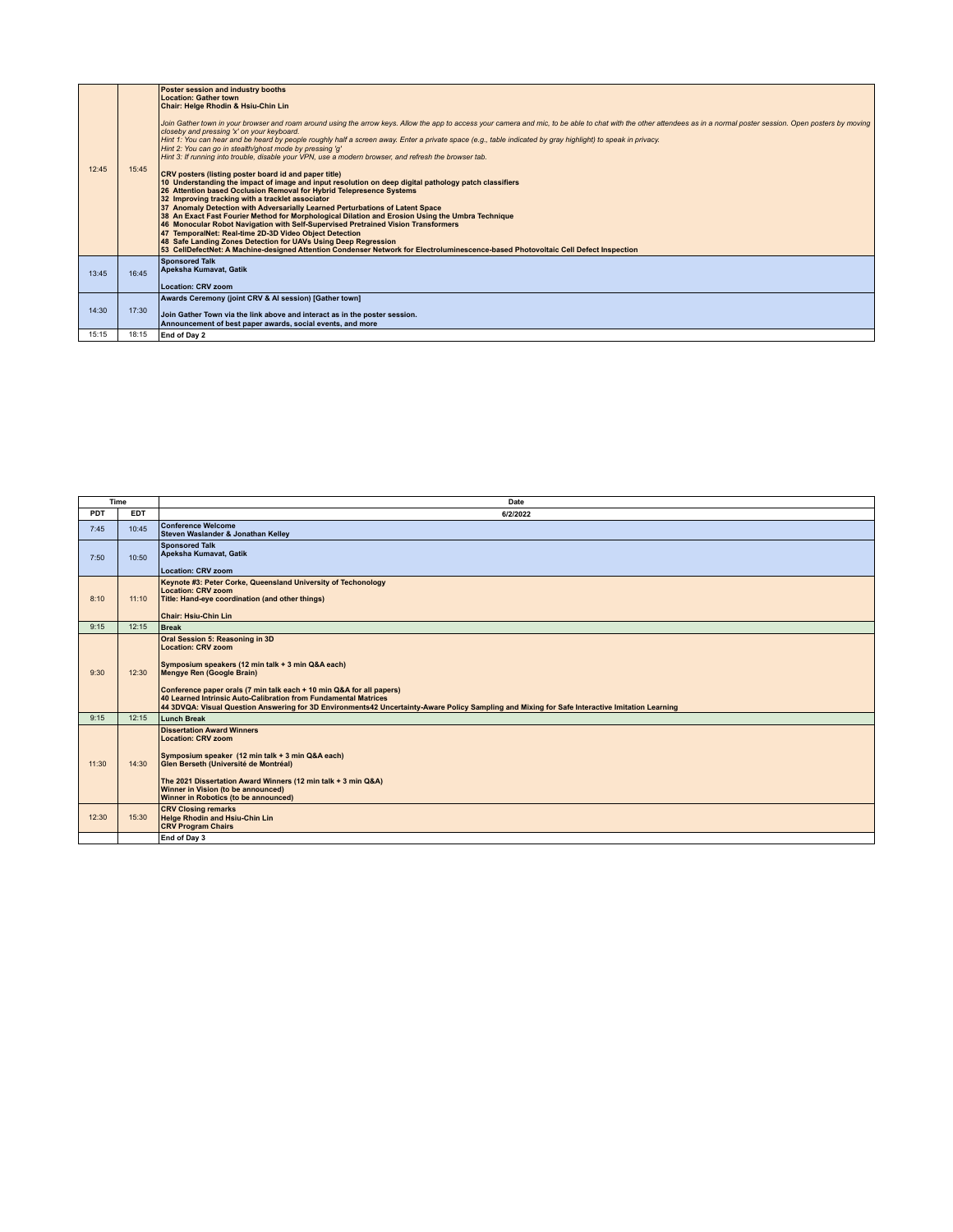| | | |
|---|---|---|
| 12:45 | 15:45 | **Poster session and industry booths**<br>**Location: Gather town**<br>**Chair: Helge Rhodin & Hsiu-Chin Lin**<br><br>*Join Gather town in your browser and roam around using the arrow keys. Allow the app to access your camera and mic, to be able to chat with the other attendees as in a normal poster session. Open posters by moving closeby and pressing 'x' on your keyboard.*<br>*Hint 1: You can hear and be heard by people roughly half a screen away. Enter a private space (e.g., table indicated by gray highlight) to speak in privacy.*<br>*Hint 2: You can go in stealth/ghost mode by pressing 'g'*<br>*Hint 3: If running into trouble, disable your VPN, use a modern browser, and refresh the browser tab.*<br><br>**CRV posters (listing poster board id and paper title)**<br>**10 Understanding the impact of image and input resolution on deep digital pathology patch classifiers**<br>**26 Attention based Occlusion Removal for Hybrid Telepresence Systems**<br>**32 Improving tracking with a tracklet associator**<br>**37 Anomaly Detection with Adversarially Learned Perturbations of Latent Space**<br>**38 An Exact Fast Fourier Method for Morphological Dilation and Erosion Using the Umbra Technique**<br>**46 Monocular Robot Navigation with Self-Supervised Pretrained Vision Transformers**<br>**47 TemporalNet: Real-time 2D-3D Video Object Detection**<br>**48 Safe Landing Zones Detection for UAVs Using Deep Regression**<br>**53 CellDefectNet: A Machine-designed Attention Condenser Network for Electroluminescence-based Photovoltaic Cell Defect Inspection** |
| 13:45 | 16:45 | **Sponsored Talk**<br>**Apeksha Kumavat, Gatik**<br><br>**Location: CRV zoom** |
| 14:30 | 17:30 | **Awards Ceremony (joint CRV & AI session) [Gather town]**<br><br>**Join Gather Town via the link above and interact as in the poster session.**<br>**Announcement of best paper awards, social events, and more** |
| 15:15 | 18:15 | **End of Day 2** |

| Time | | Date |
|---|---|---|
| **PDT** | **EDT** | **6/2/2022** |
| 7:45 | 10:45 | **Conference Welcome**<br>**Steven Waslander & Jonathan Kelley** |
| 7:50 | 10:50 | **Sponsored Talk**<br>**Apeksha Kumavat, Gatik**<br><br>**Location: CRV zoom** |
| 8:10 | 11:10 | **Keynote #3: Peter Corke, Queensland University of Techonology**<br>**Location: CRV zoom**<br>**Title: Hand-eye coordination (and other things)**<br><br>**Chair: Hsiu-Chin Lin** |
| 9:15 | 12:15 | **Break** |
| 9:30 | 12:30 | **Oral Session 5: Reasoning in 3D**<br>**Location: CRV zoom**<br><br>**Symposium speakers (12 min talk + 3 min Q&A each)**<br>**Mengye Ren (Google Brain)**<br><br>**Conference paper orals (7 min talk each + 10 min Q&A for all papers)**<br>**40 Learned Intrinsic Auto-Calibration from Fundamental Matrices**<br>**44 3DVQA: Visual Question Answering for 3D Environments42 Uncertainty-Aware Policy Sampling and Mixing for Safe Interactive Imitation Learning** |
| 9:15 | 12:15 | **Lunch Break** |
| 11:30 | 14:30 | **Dissertation Award Winners**<br>**Location: CRV zoom**<br><br>**Symposium speaker (12 min talk + 3 min Q&A each)**<br>**Glen Berseth (Université de Montréal)**<br><br>**The 2021 Dissertation Award Winners (12 min talk + 3 min Q&A)**<br>**Winner in Vision (to be announced)**<br>**Winner in Robotics (to be announced)** |
| 12:30 | 15:30 | **CRV Closing remarks**<br>**Helge Rhodin and Hsiu-Chin Lin**<br>**CRV Program Chairs** |
| | | **End of Day 3** |